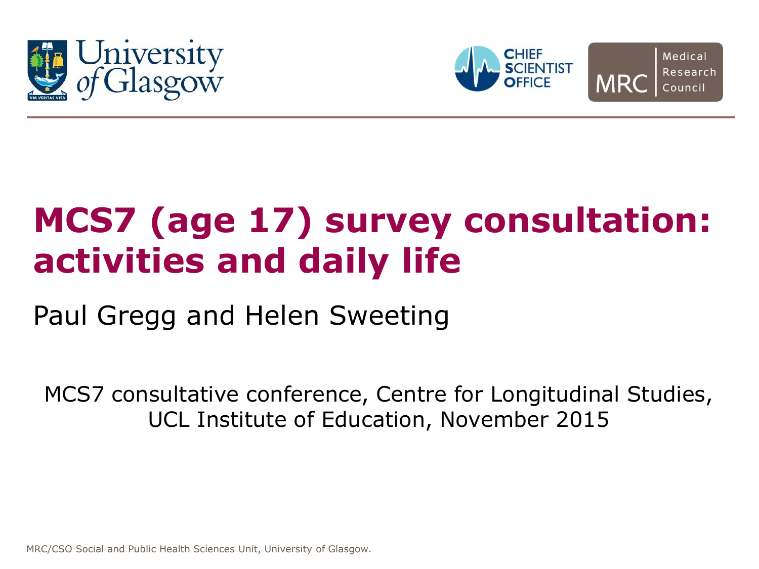# MCS7 (age 17) survey consultation: activities and daily life

Paul Gregg and Helen Sweeting

MCS7 consultative conference, Centre for Longitudinal Studies, UCL Institute of Education, November 2015

MRC/CSO Social and Public Health Sciences Unit, University of Glasgow.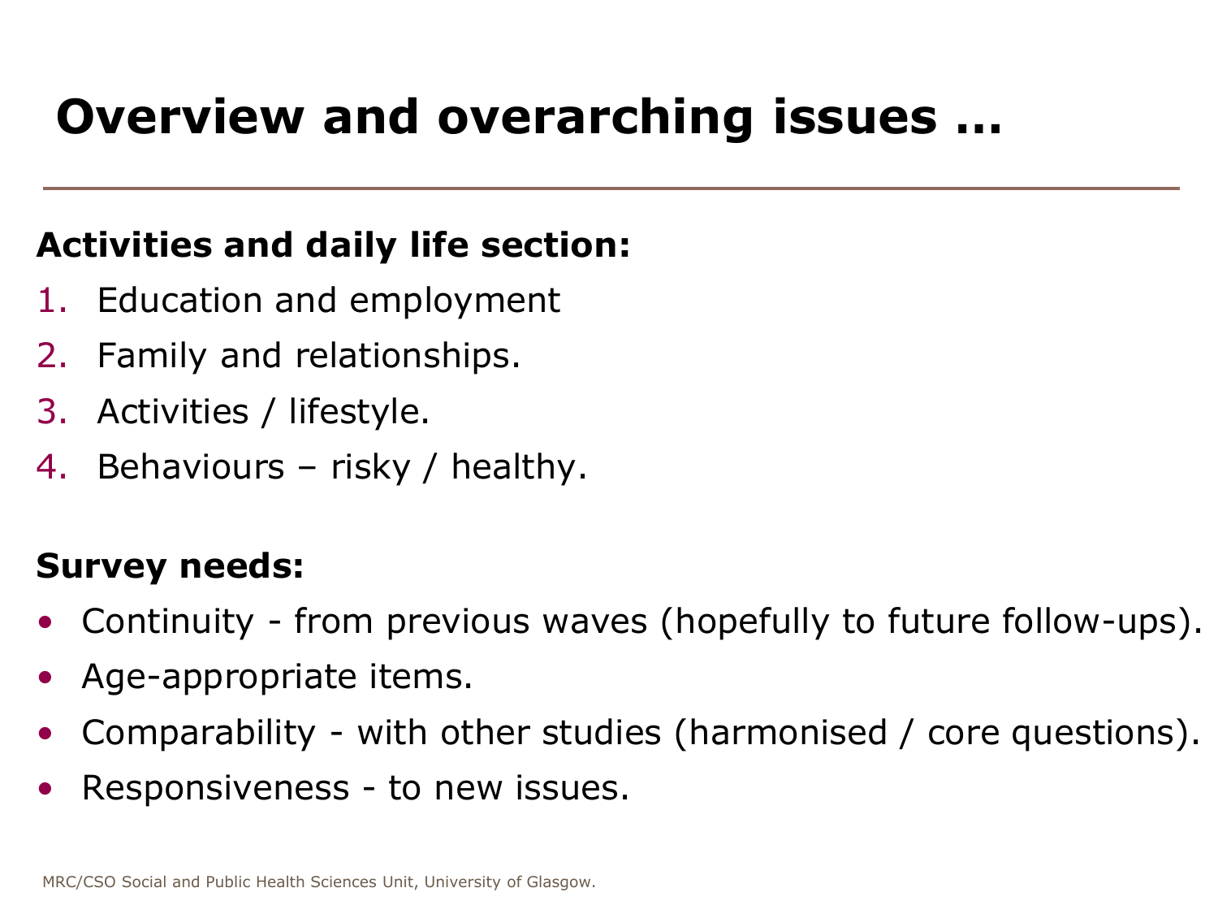# Overview and overarching issues …

**Activities and daily life section:**

1. Education and employment
2. Family and relationships.
3. Activities / lifestyle.
4. Behaviours – risky / healthy.

**Survey needs:**

- Continuity - from previous waves (hopefully to future follow-ups).
- Age-appropriate items.
- Comparability - with other studies (harmonised / core questions).
- Responsiveness - to new issues.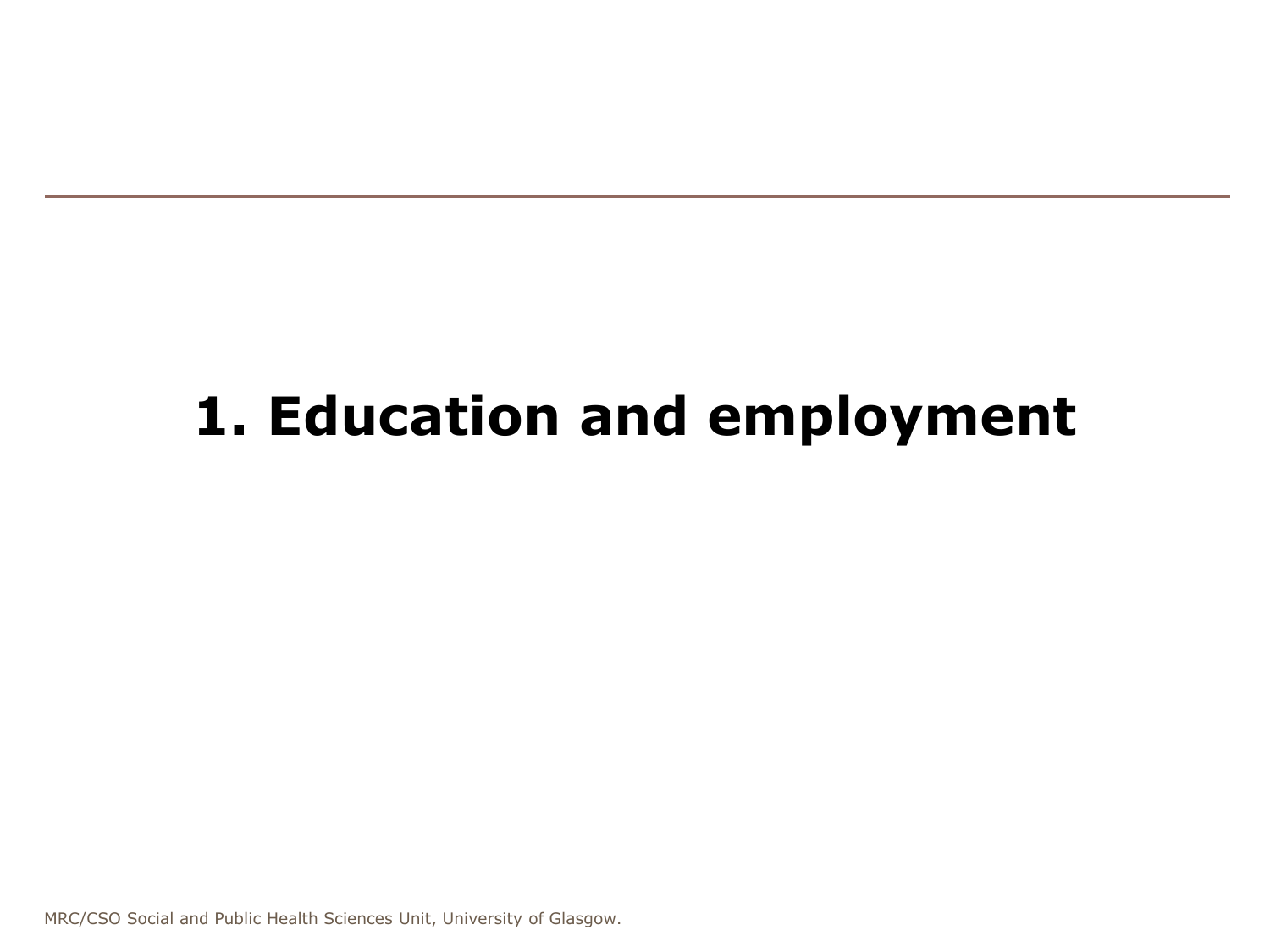# 1. Education and employment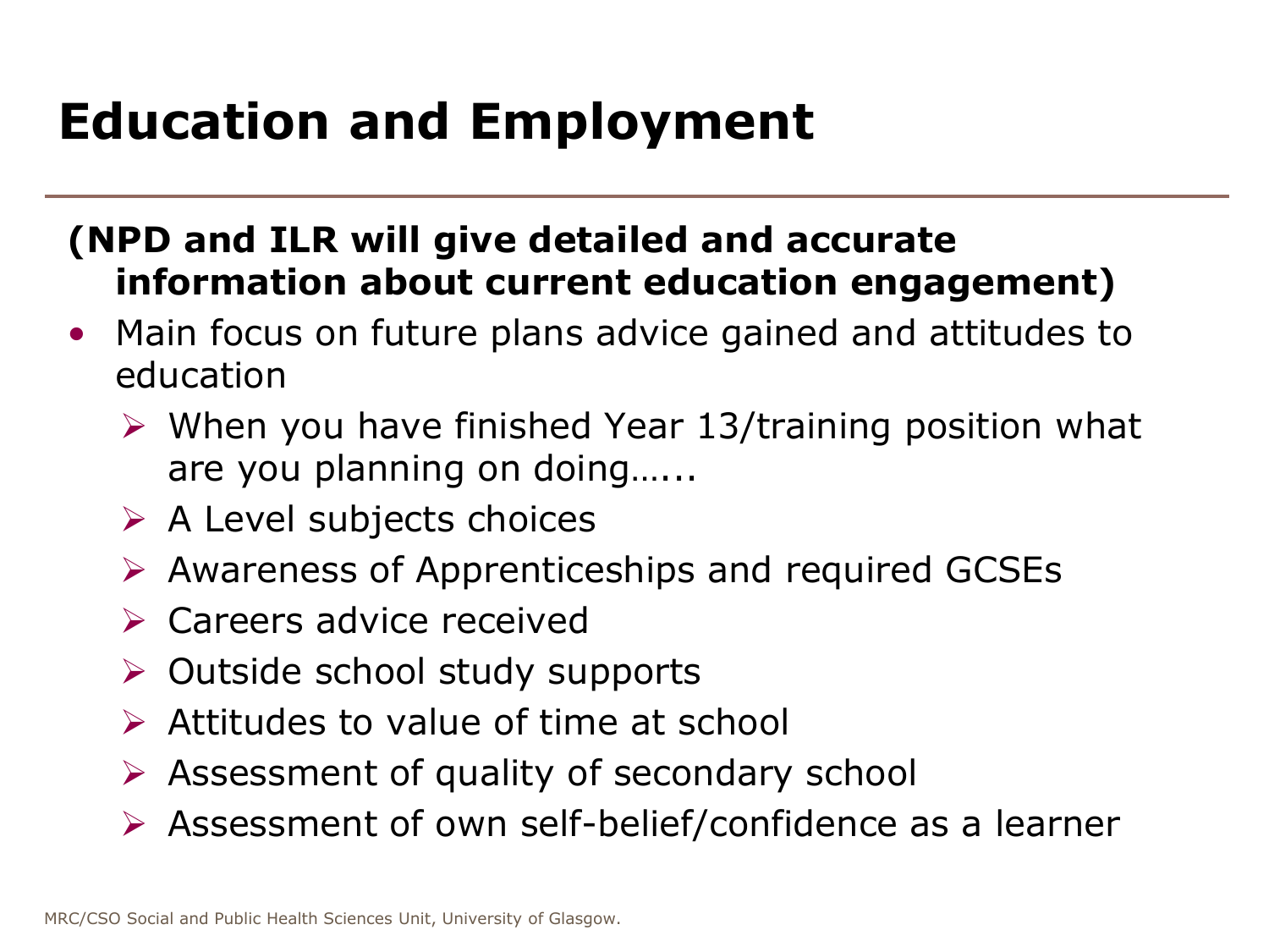# Education and Employment

**(NPD and ILR will give detailed and accurate information about current education engagement)**

- Main focus on future plans advice gained and attitudes to education
  - When you have finished Year 13/training position what are you planning on doing…...
  - A Level subjects choices
  - Awareness of Apprenticeships and required GCSEs
  - Careers advice received
  - Outside school study supports
  - Attitudes to value of time at school
  - Assessment of quality of secondary school
  - Assessment of own self-belief/confidence as a learner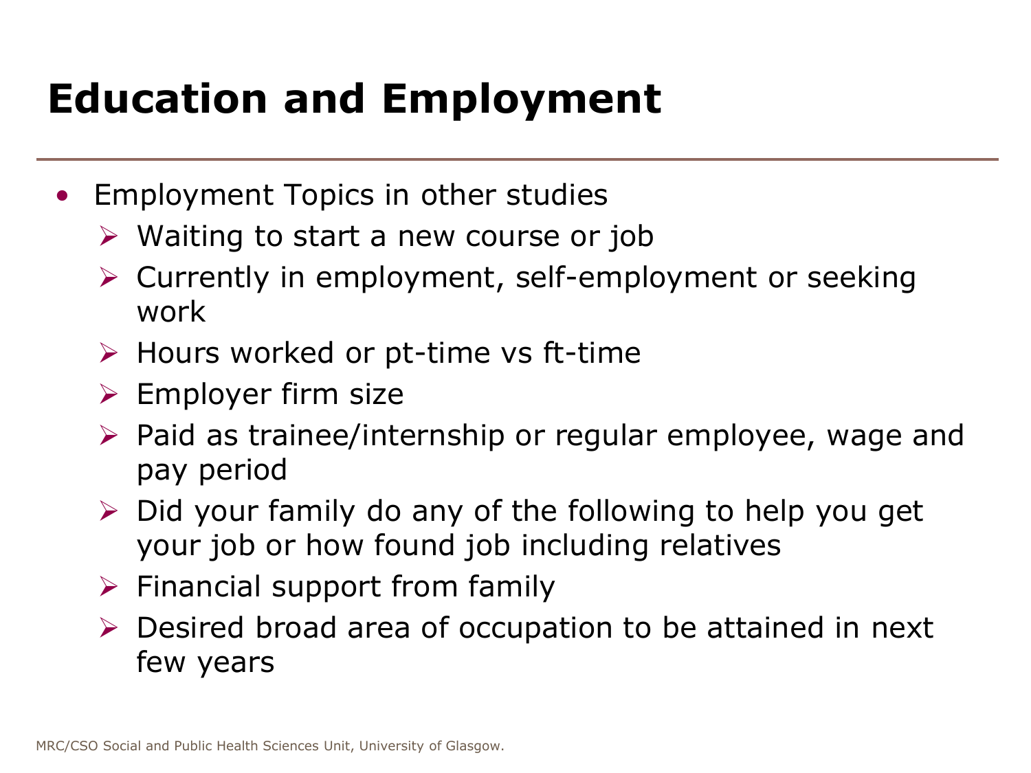# Education and Employment

- Employment Topics in other studies
  - Waiting to start a new course or job
  - Currently in employment, self-employment or seeking work
  - Hours worked or pt-time vs ft-time
  - Employer firm size
  - Paid as trainee/internship or regular employee, wage and pay period
  - Did your family do any of the following to help you get your job or how found job including relatives
  - Financial support from family
  - Desired broad area of occupation to be attained in next few years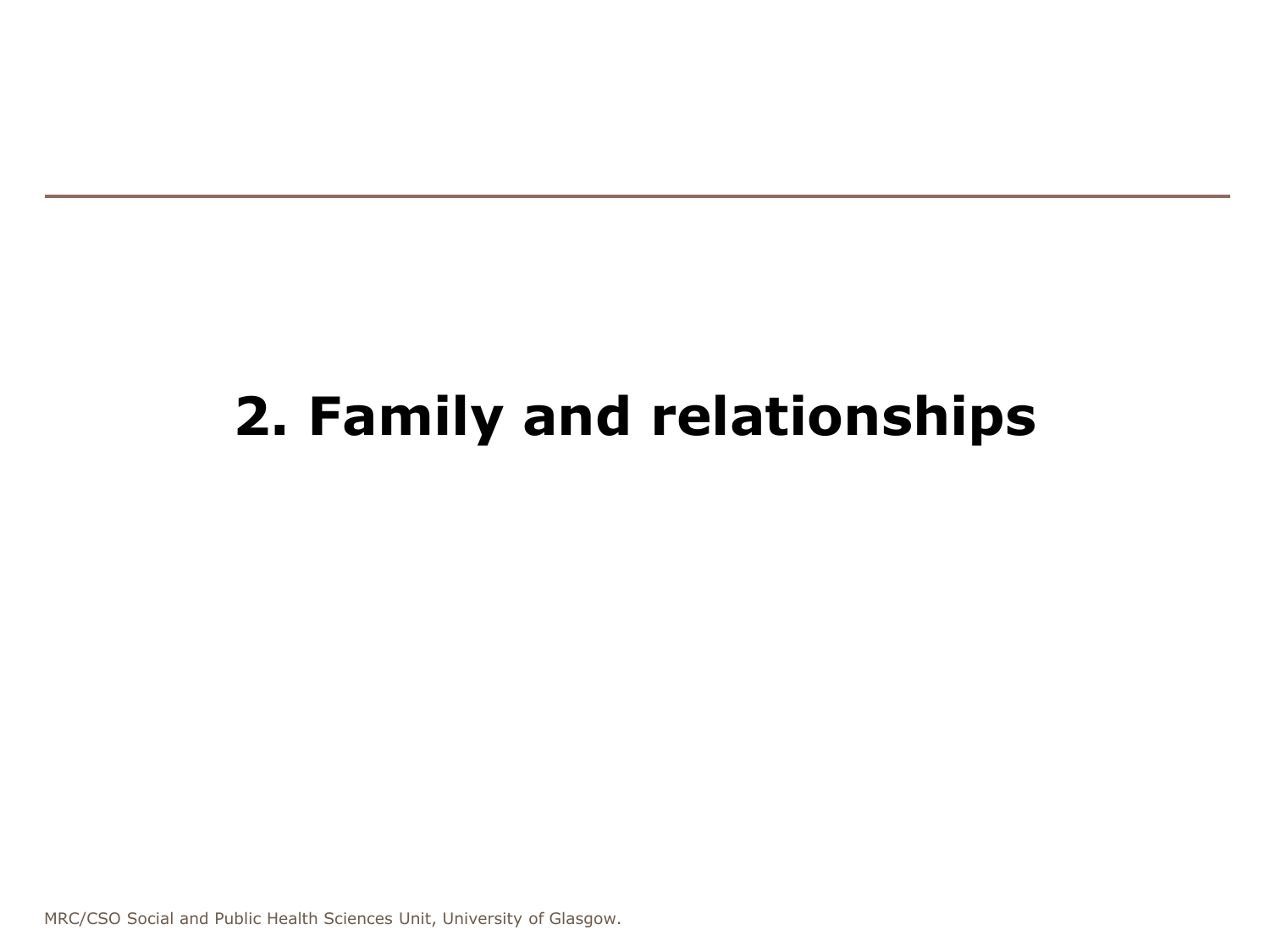# 2. Family and relationships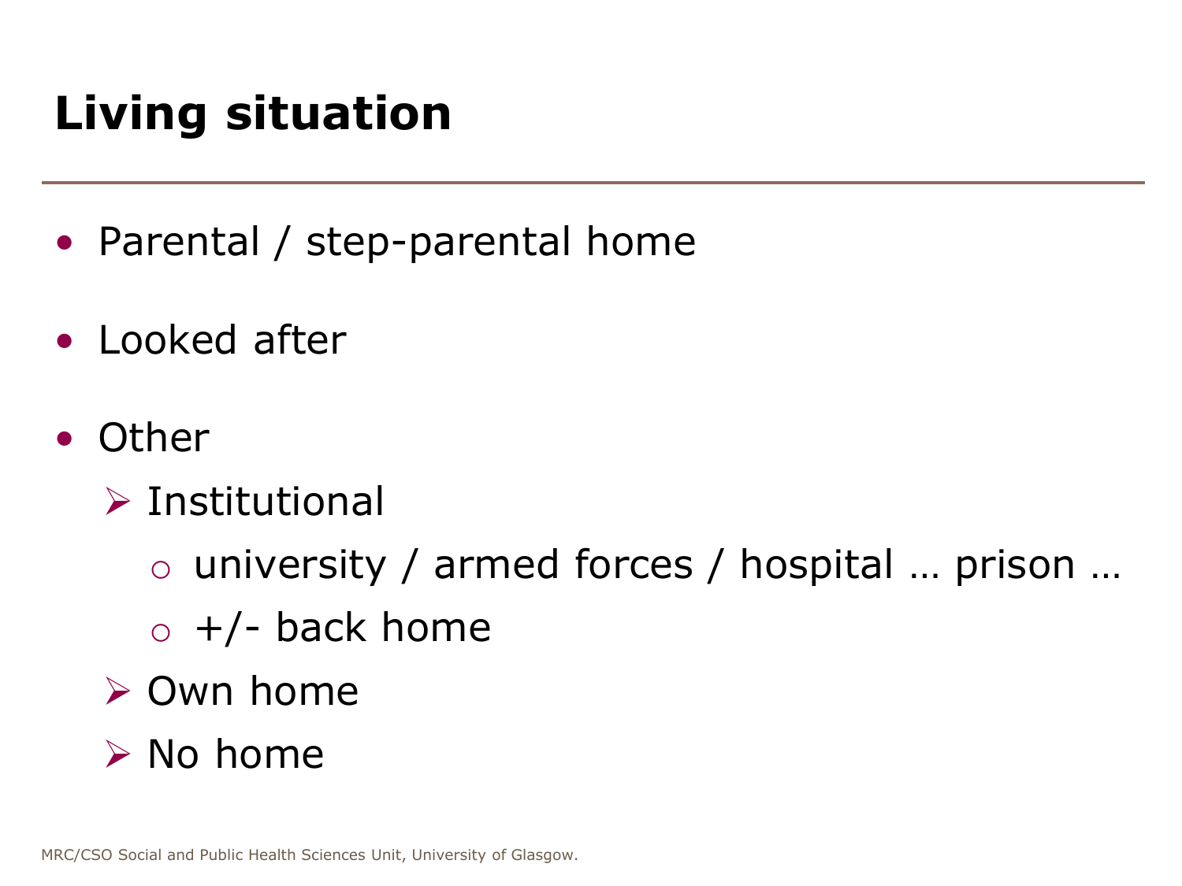# Living situation

- Parental / step-parental home
- Looked after
- Other
  - Institutional
    - university / armed forces / hospital … prison …
    - +/- back home
  - Own home
  - No home

MRC/CSO Social and Public Health Sciences Unit, University of Glasgow.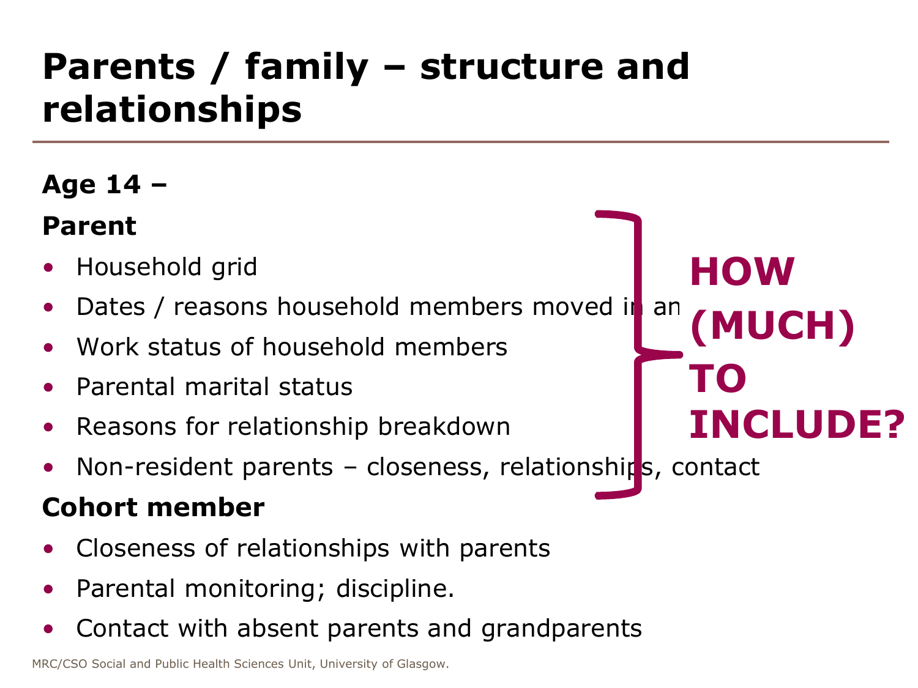# Parents / family – structure and relationships

**Age 14 –**

**Parent**

- Household grid
- Dates / reasons household members moved in an
- Work status of household members
- Parental marital status
- Reasons for relationship breakdown
- Non-resident parents – closeness, relationships, contact

**HOW (MUCH) TO INCLUDE?**

**Cohort member**

- Closeness of relationships with parents
- Parental monitoring; discipline.
- Contact with absent parents and grandparents

MRC/CSO Social and Public Health Sciences Unit, University of Glasgow.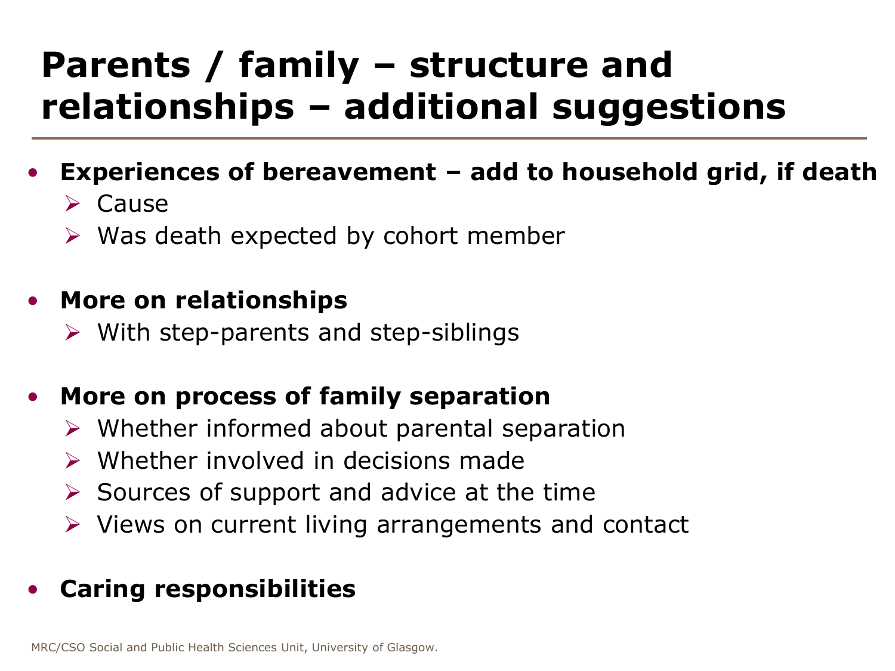# Parents / family – structure and relationships – additional suggestions

- **Experiences of bereavement – add to household grid, if death**
  - Cause
  - Was death expected by cohort member

- **More on relationships**
  - With step-parents and step-siblings

- **More on process of family separation**
  - Whether informed about parental separation
  - Whether involved in decisions made
  - Sources of support and advice at the time
  - Views on current living arrangements and contact

- **Caring responsibilities**

MRC/CSO Social and Public Health Sciences Unit, University of Glasgow.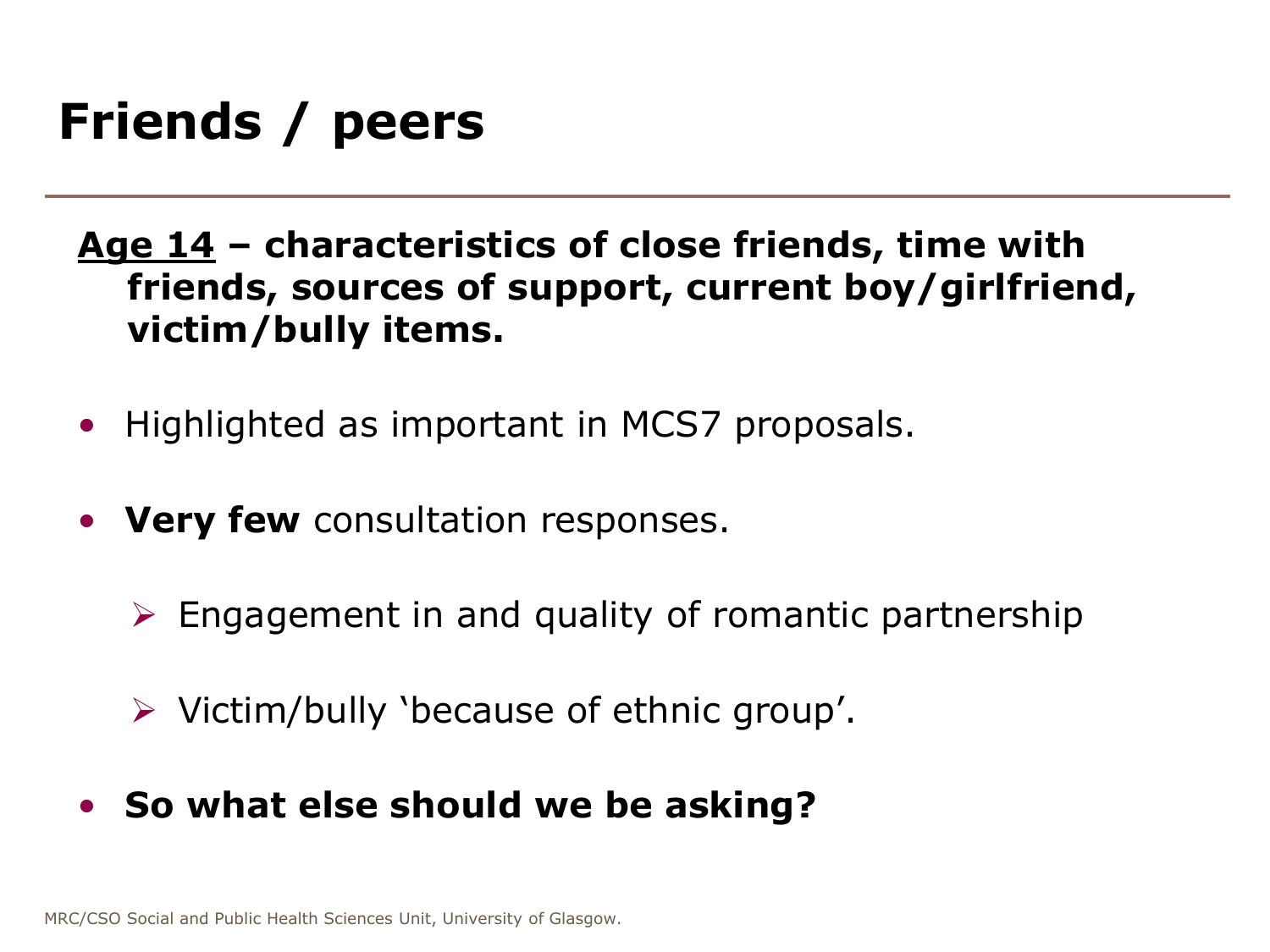# Friends / peers

**<u>Age 14</u> – characteristics of close friends, time with friends, sources of support, current boy/girlfriend, victim/bully items.**

- Highlighted as important in MCS7 proposals.
- **Very few** consultation responses.
  - Engagement in and quality of romantic partnership
  - Victim/bully 'because of ethnic group'.
- **So what else should we be asking?**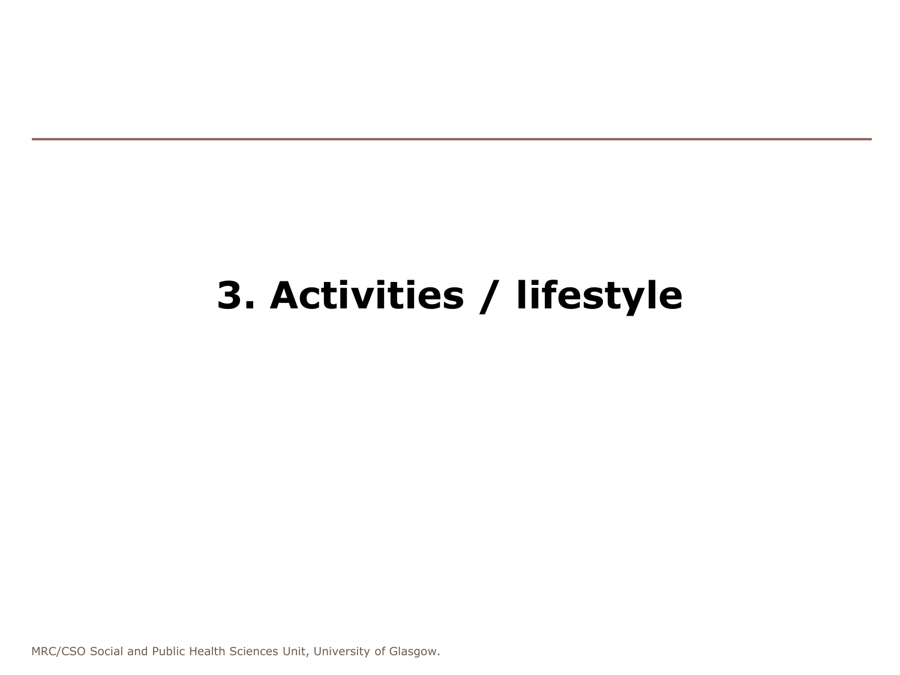# 3. Activities / lifestyle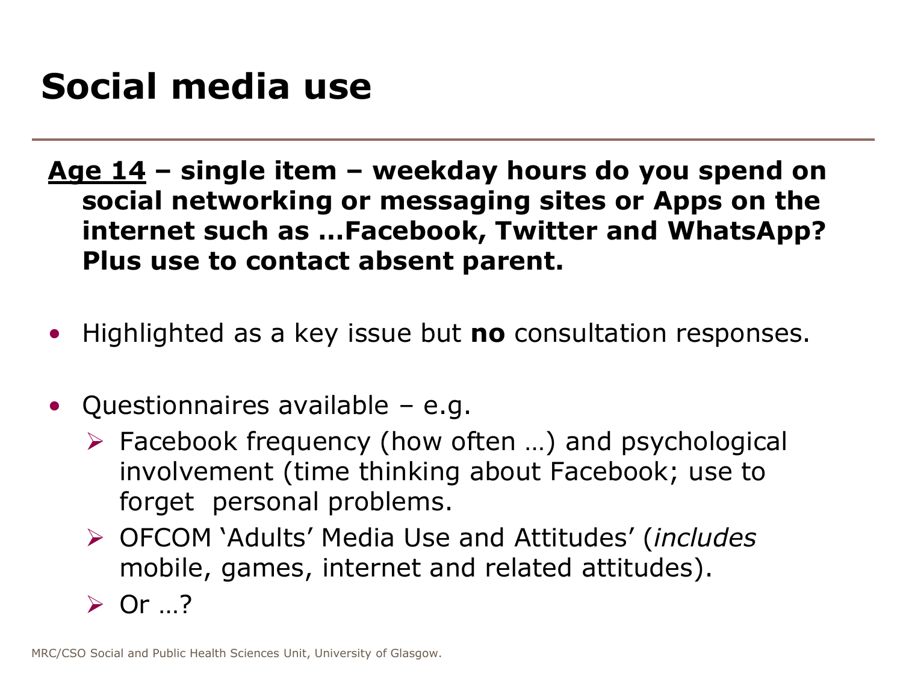# Social media use

**<u>Age 14</u> – single item – weekday hours do you spend on social networking or messaging sites or Apps on the internet such as …Facebook, Twitter and WhatsApp? Plus use to contact absent parent.**

- Highlighted as a key issue but **no** consultation responses.
- Questionnaires available – e.g.
  - Facebook frequency (how often …) and psychological involvement (time thinking about Facebook; use to forget personal problems.
  - OFCOM 'Adults' Media Use and Attitudes' (*includes* mobile, games, internet and related attitudes).
  - Or …?

MRC/CSO Social and Public Health Sciences Unit, University of Glasgow.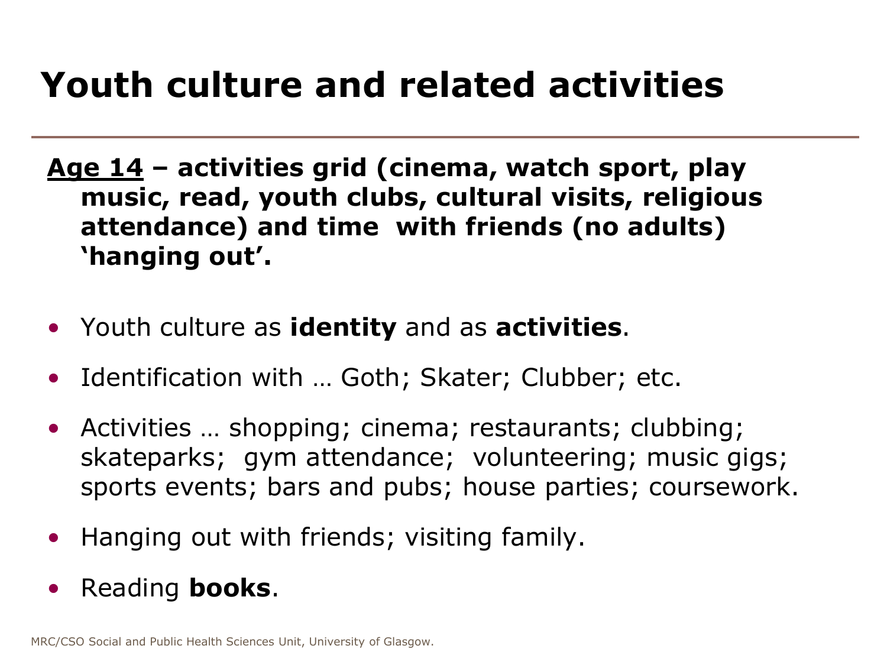# Youth culture and related activities

**<u>Age 14</u> – activities grid (cinema, watch sport, play music, read, youth clubs, cultural visits, religious attendance) and time with friends (no adults) 'hanging out'.**

- Youth culture as **identity** and as **activities**.
- Identification with … Goth; Skater; Clubber; etc.
- Activities … shopping; cinema; restaurants; clubbing; skateparks; gym attendance; volunteering; music gigs; sports events; bars and pubs; house parties; coursework.
- Hanging out with friends; visiting family.
- Reading **books**.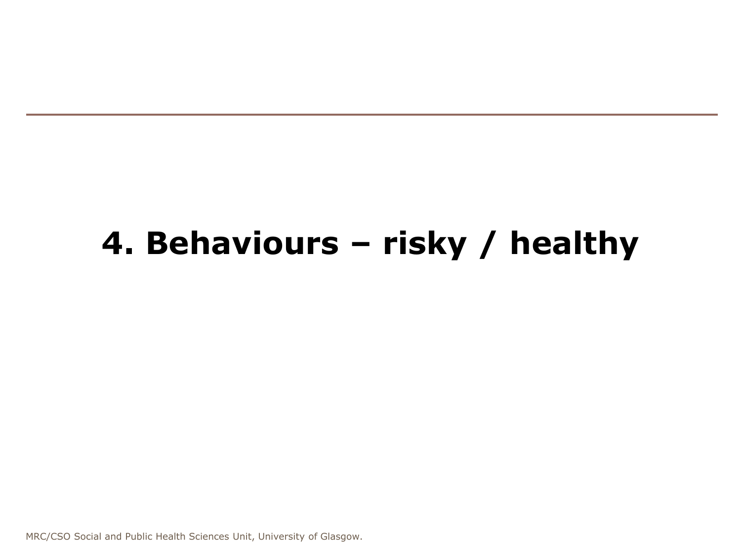# 4. Behaviours – risky / healthy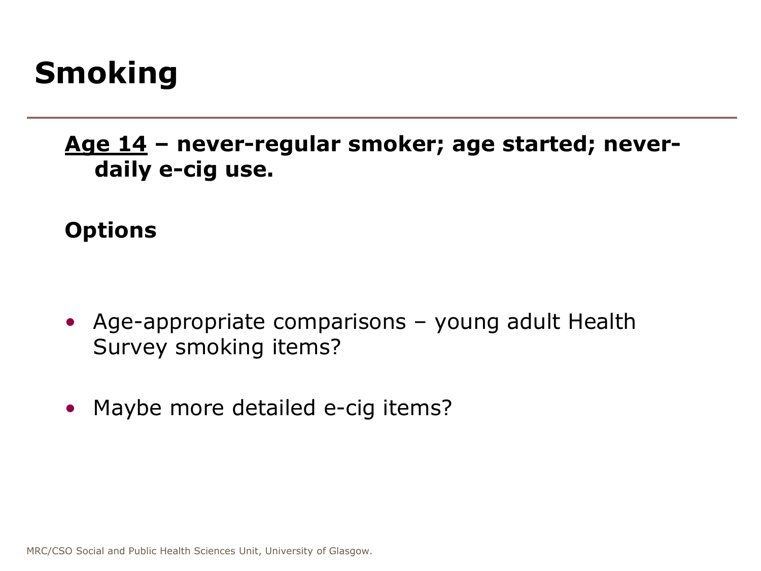# Smoking

**<u>Age 14</u> – never-regular smoker; age started; never-daily e-cig use.**

**Options**

- Age-appropriate comparisons – young adult Health Survey smoking items?
- Maybe more detailed e-cig items?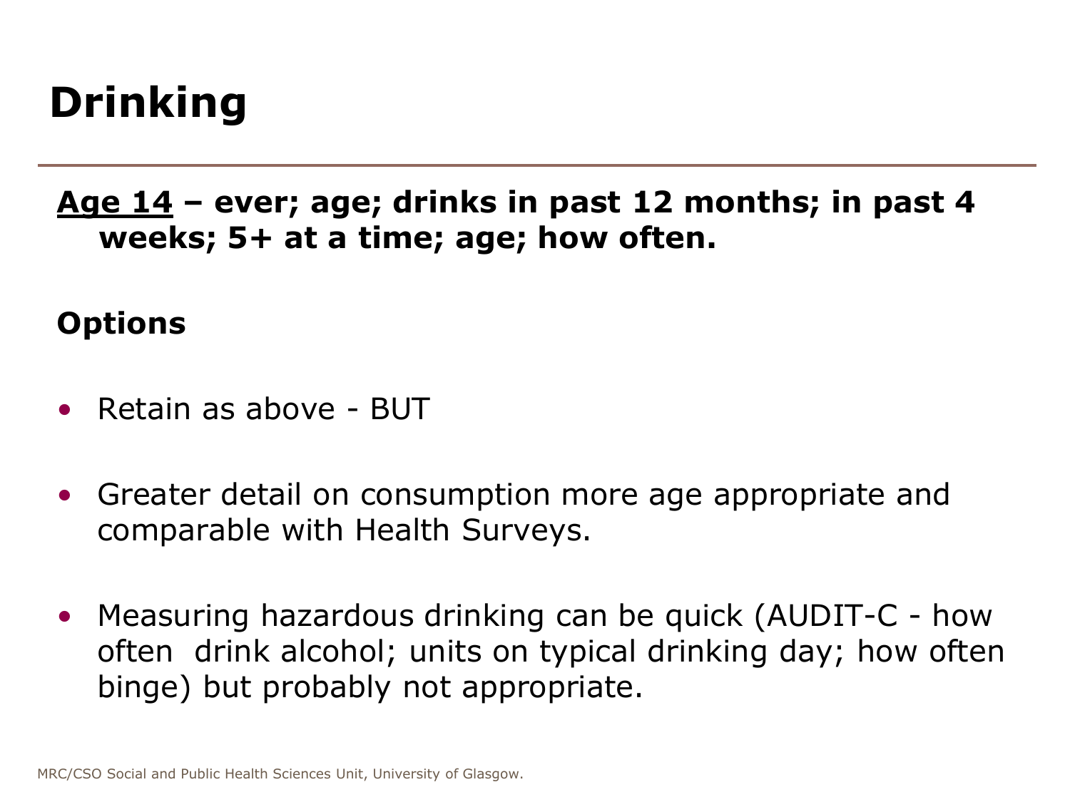# Drinking

**<u>Age 14</u> – ever; age; drinks in past 12 months; in past 4 weeks; 5+ at a time; age; how often.**

**Options**

- Retain as above - BUT
- Greater detail on consumption more age appropriate and comparable with Health Surveys.
- Measuring hazardous drinking can be quick (AUDIT-C - how often drink alcohol; units on typical drinking day; how often binge) but probably not appropriate.

MRC/CSO Social and Public Health Sciences Unit, University of Glasgow.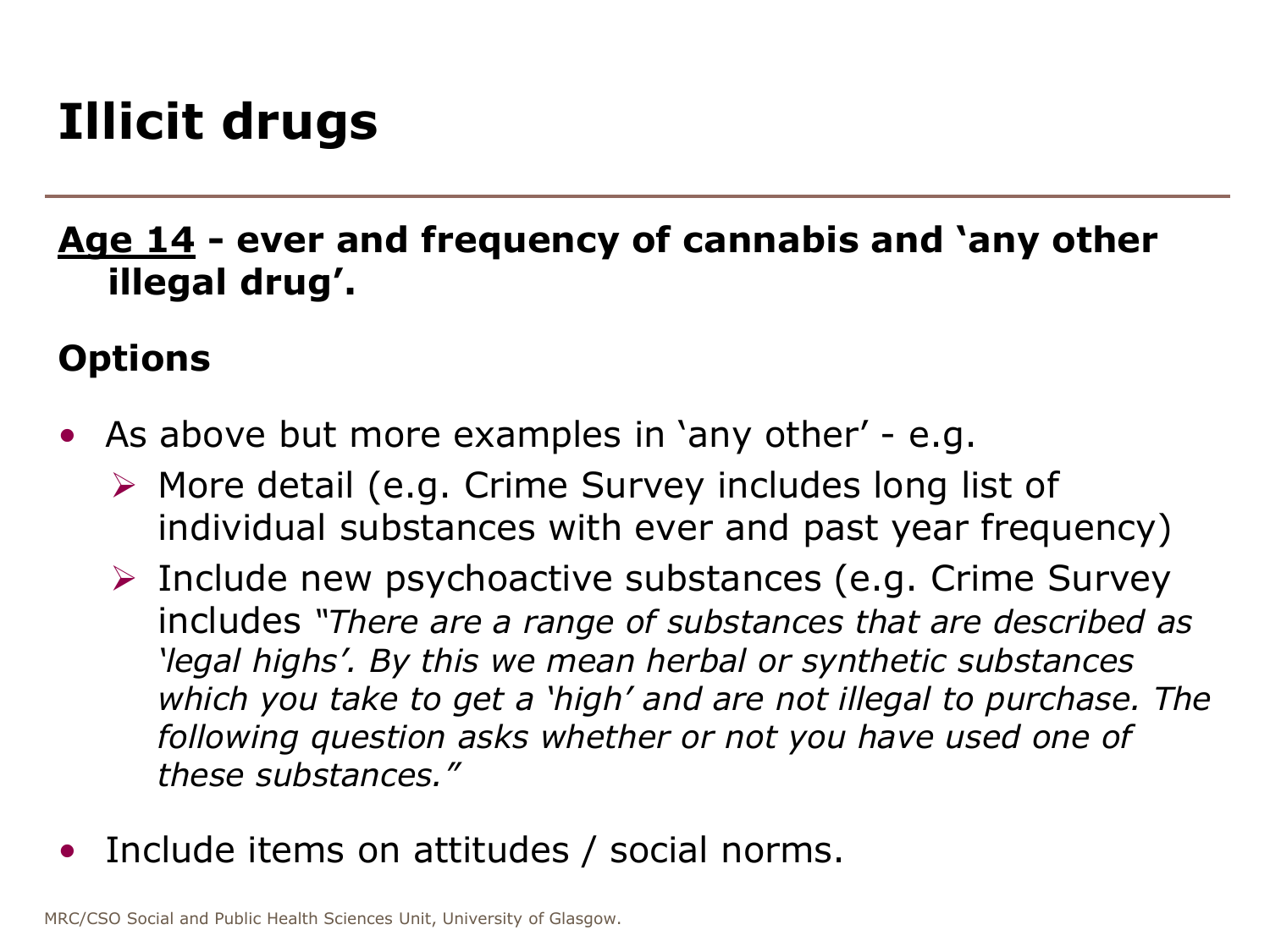# Illicit drugs

**<u>Age 14</u> - ever and frequency of cannabis and 'any other illegal drug'.**

**Options**

- As above but more examples in 'any other' - e.g.
  - More detail (e.g. Crime Survey includes long list of individual substances with ever and past year frequency)
  - Include new psychoactive substances (e.g. Crime Survey includes *"There are a range of substances that are described as 'legal highs'. By this we mean herbal or synthetic substances which you take to get a 'high' and are not illegal to purchase. The following question asks whether or not you have used one of these substances."*
- Include items on attitudes / social norms.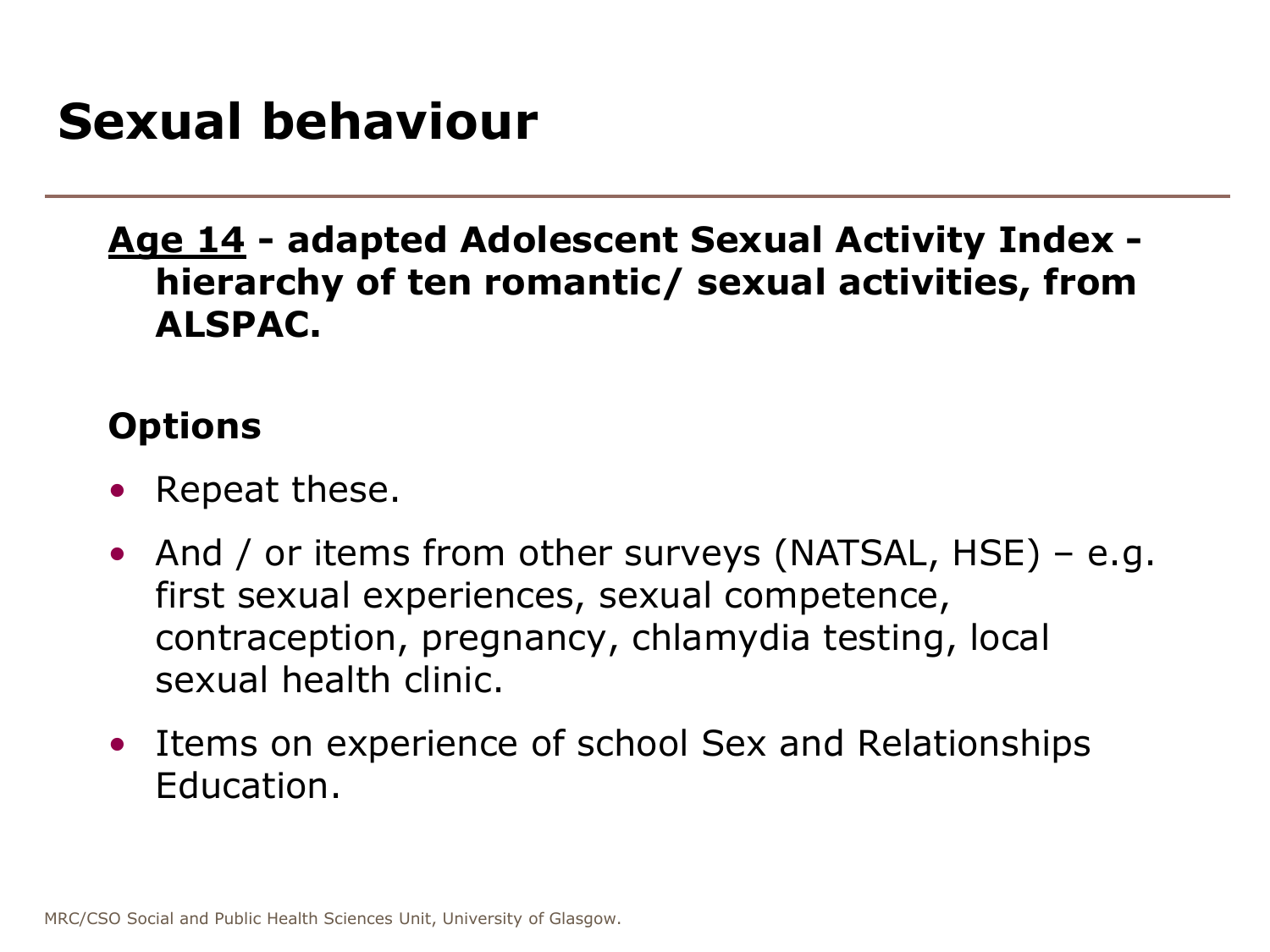# Sexual behaviour

**<u>Age 14</u> - adapted Adolescent Sexual Activity Index - hierarchy of ten romantic/ sexual activities, from ALSPAC.**

**Options**

- Repeat these.
- And / or items from other surveys (NATSAL, HSE) – e.g. first sexual experiences, sexual competence, contraception, pregnancy, chlamydia testing, local sexual health clinic.
- Items on experience of school Sex and Relationships Education.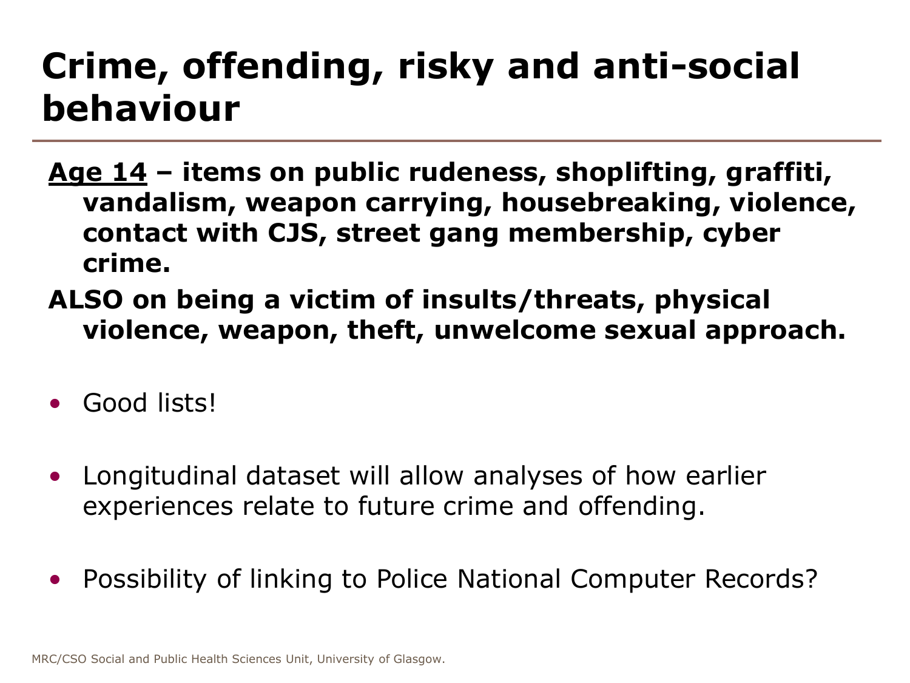# Crime, offending, risky and anti-social behaviour

**<u>Age 14</u> – items on public rudeness, shoplifting, graffiti, vandalism, weapon carrying, housebreaking, violence, contact with CJS, street gang membership, cyber crime.**

**ALSO on being a victim of insults/threats, physical violence, weapon, theft, unwelcome sexual approach.**

- Good lists!
- Longitudinal dataset will allow analyses of how earlier experiences relate to future crime and offending.
- Possibility of linking to Police National Computer Records?

MRC/CSO Social and Public Health Sciences Unit, University of Glasgow.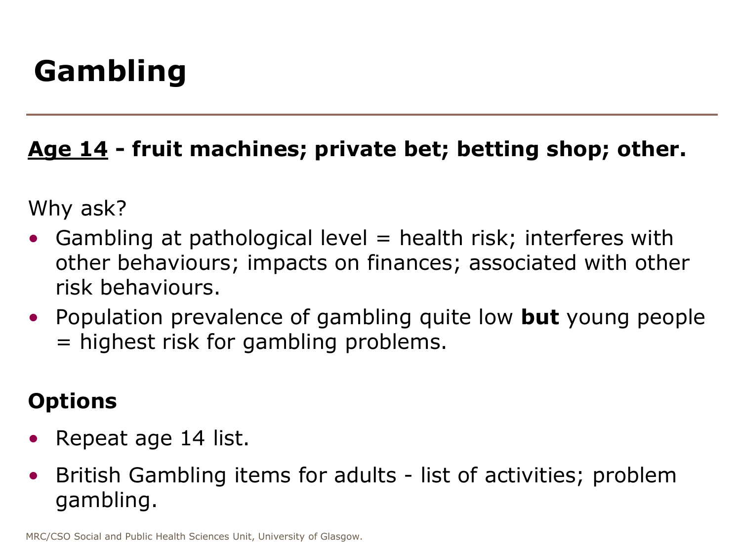# Gambling

**<u>Age 14</u> - fruit machines; private bet; betting shop; other.**

Why ask?

- Gambling at pathological level = health risk; interferes with other behaviours; impacts on finances; associated with other risk behaviours.
- Population prevalence of gambling quite low **but** young people = highest risk for gambling problems.

**Options**

- Repeat age 14 list.
- British Gambling items for adults - list of activities; problem gambling.

MRC/CSO Social and Public Health Sciences Unit, University of Glasgow.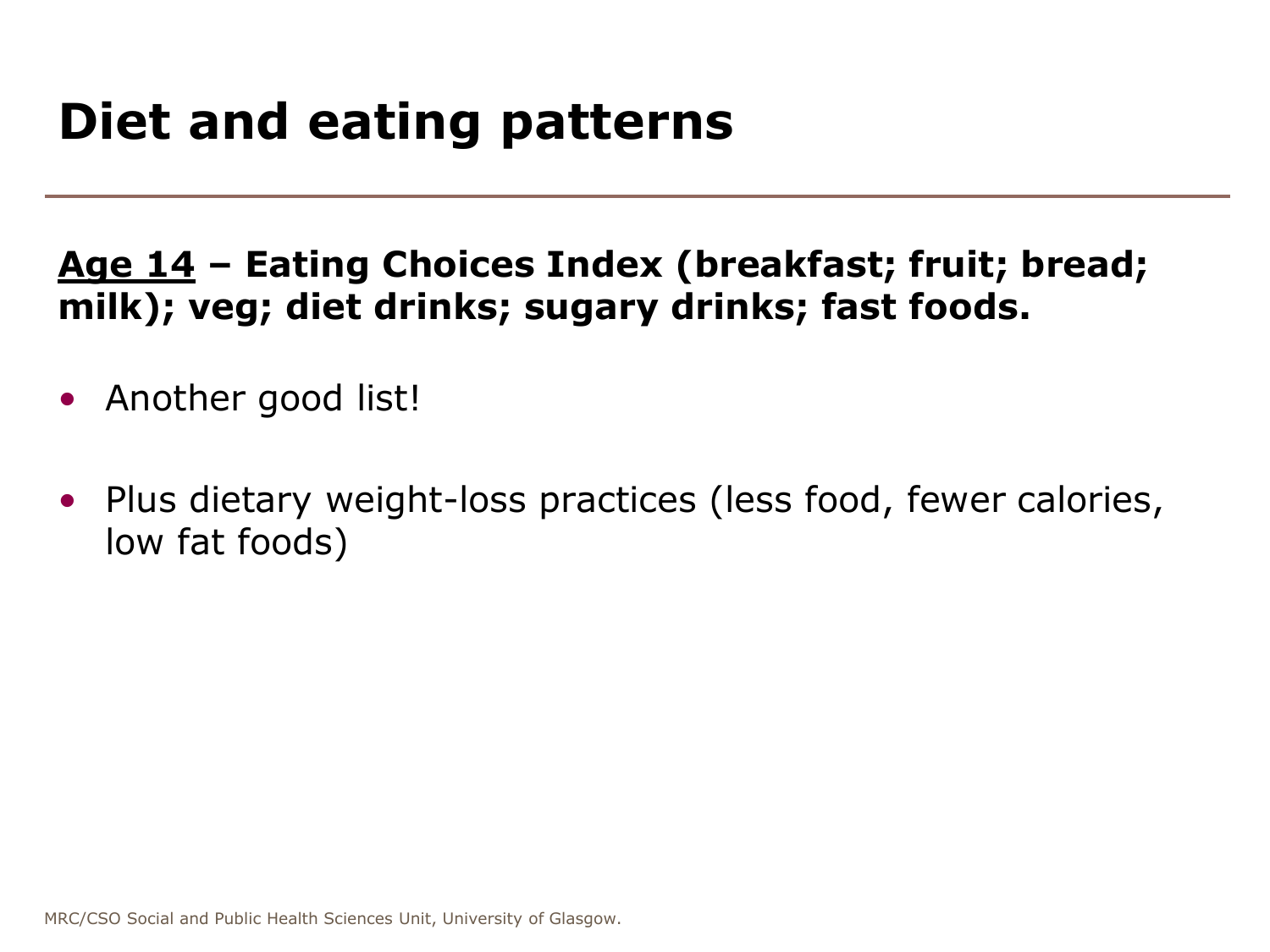# Diet and eating patterns

**<u>Age 14</u> – Eating Choices Index (breakfast; fruit; bread; milk); veg; diet drinks; sugary drinks; fast foods.**

- Another good list!
- Plus dietary weight-loss practices (less food, fewer calories, low fat foods)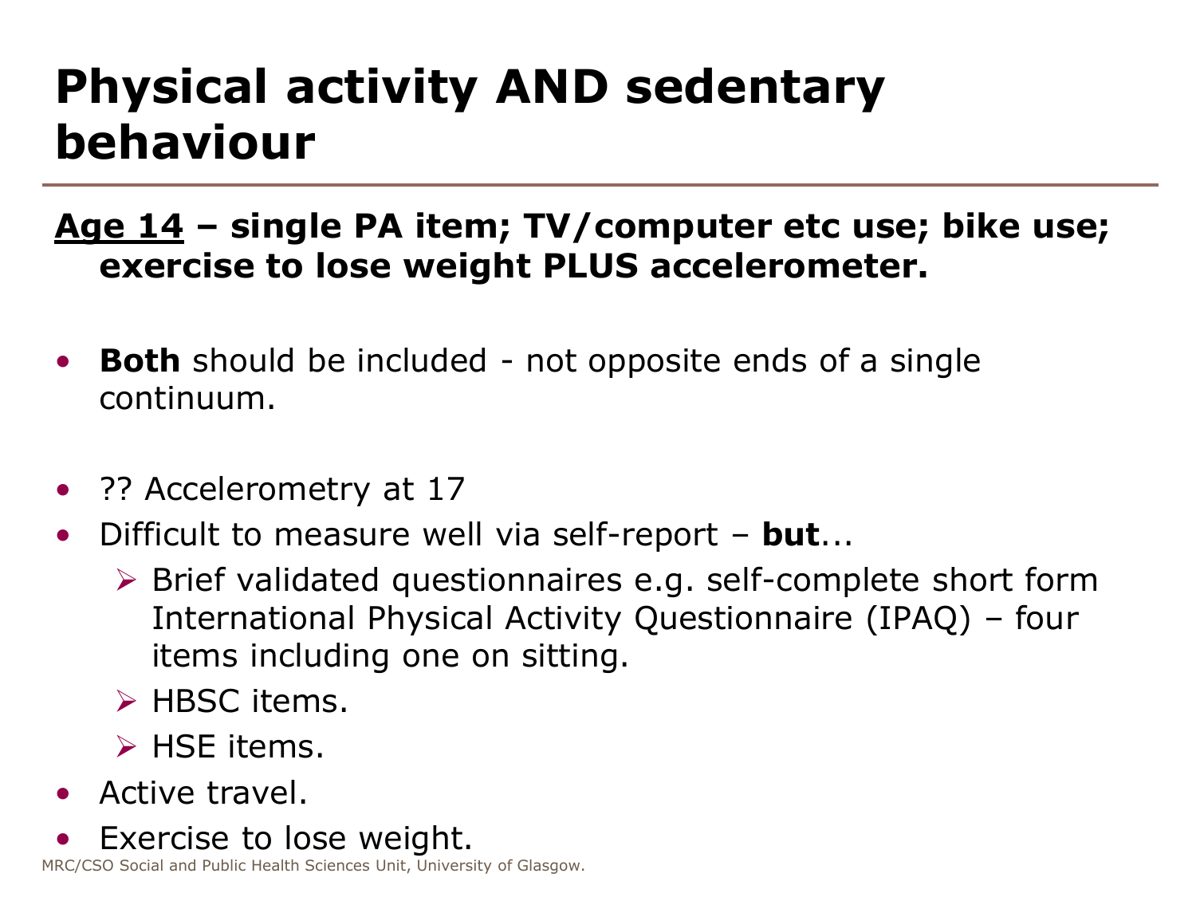# Physical activity AND sedentary behaviour

**<u>Age 14</u> – single PA item; TV/computer etc use; bike use; exercise to lose weight PLUS accelerometer.**

- **Both** should be included - not opposite ends of a single continuum.
- ?? Accelerometry at 17
- Difficult to measure well via self-report – **but**...
  - Brief validated questionnaires e.g. self-complete short form International Physical Activity Questionnaire (IPAQ) – four items including one on sitting.
  - HBSC items.
  - HSE items.
- Active travel.
- Exercise to lose weight.

MRC/CSO Social and Public Health Sciences Unit, University of Glasgow.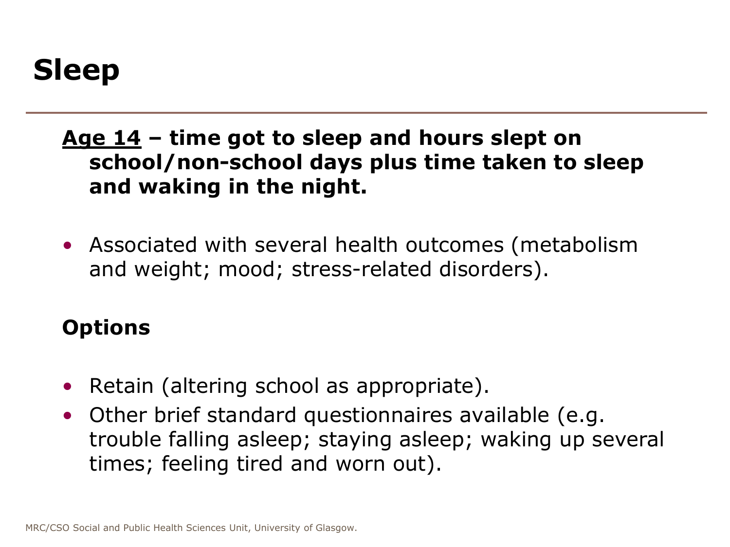# Sleep

**<u>Age 14</u> – time got to sleep and hours slept on school/non-school days plus time taken to sleep and waking in the night.**

- Associated with several health outcomes (metabolism and weight; mood; stress-related disorders).

**Options**

- Retain (altering school as appropriate).
- Other brief standard questionnaires available (e.g. trouble falling asleep; staying asleep; waking up several times; feeling tired and worn out).

MRC/CSO Social and Public Health Sciences Unit, University of Glasgow.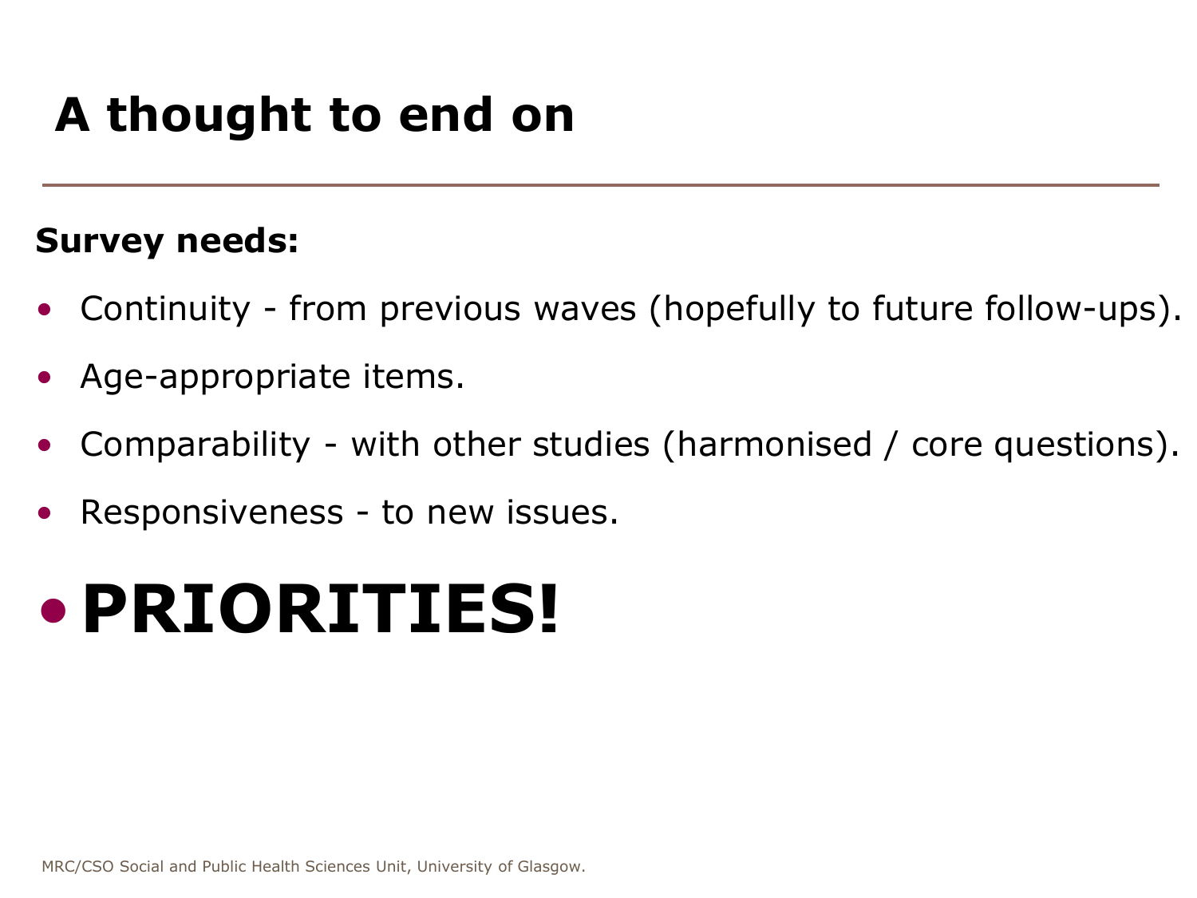# A thought to end on

**Survey needs:**

- Continuity - from previous waves (hopefully to future follow-ups).
- Age-appropriate items.
- Comparability - with other studies (harmonised / core questions).
- Responsiveness - to new issues.
- **PRIORITIES!**